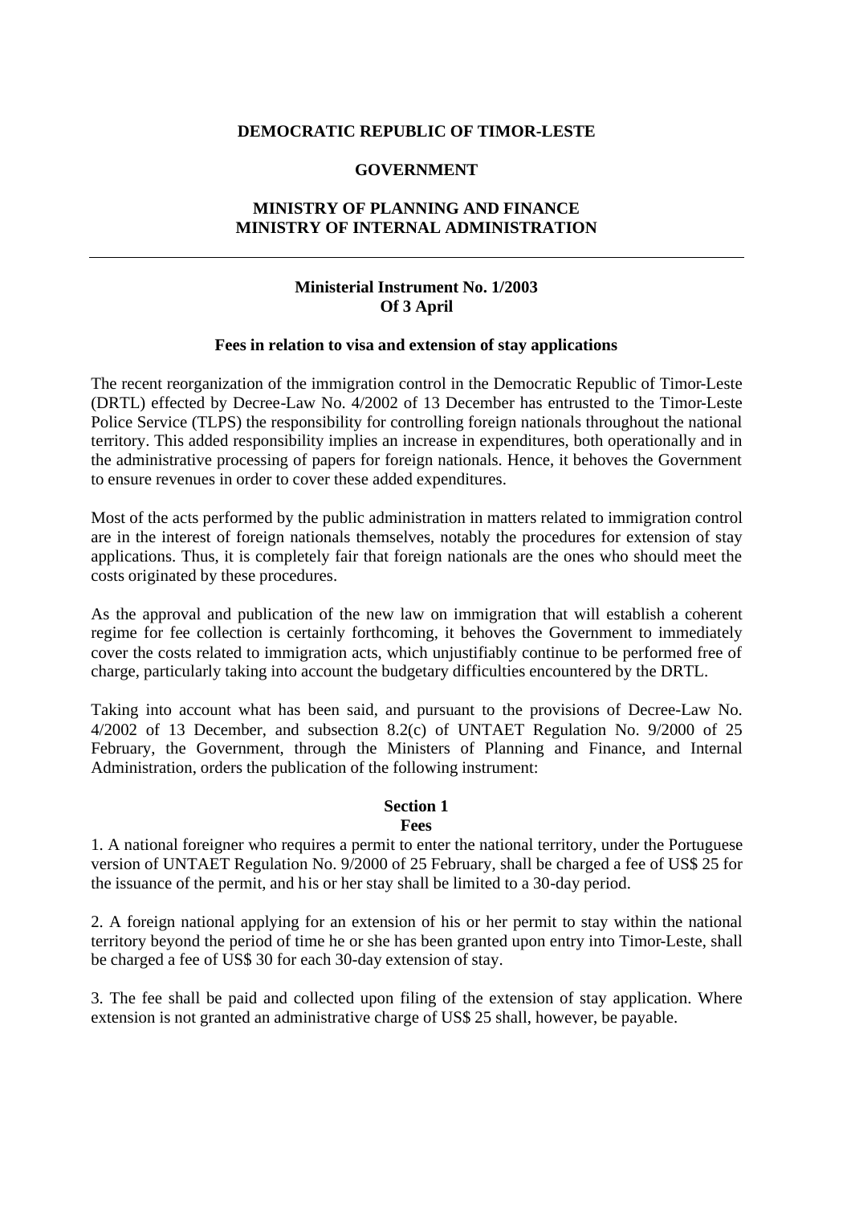**DEMOCRATIC REPUBLIC OF TIMOR-LESTE**

**GOVERNMENT**

**MINISTRY OF PLANNING AND FINANCE**
**MINISTRY OF INTERNAL ADMINISTRATION**

---

**Ministerial Instrument No. 1/2003**
**Of 3 April**

**Fees in relation to visa and extension of stay applications**

The recent reorganization of the immigration control in the Democratic Republic of Timor-Leste (DRTL) effected by Decree-Law No. 4/2002 of 13 December has entrusted to the Timor-Leste Police Service (TLPS) the responsibility for controlling foreign nationals throughout the national territory. This added responsibility implies an increase in expenditures, both operationally and in the administrative processing of papers for foreign nationals. Hence, it behoves the Government to ensure revenues in order to cover these added expenditures.

Most of the acts performed by the public administration in matters related to immigration control are in the interest of foreign nationals themselves, notably the procedures for extension of stay applications. Thus, it is completely fair that foreign nationals are the ones who should meet the costs originated by these procedures.

As the approval and publication of the new law on immigration that will establish a coherent regime for fee collection is certainly forthcoming, it behoves the Government to immediately cover the costs related to immigration acts, which unjustifiably continue to be performed free of charge, particularly taking into account the budgetary difficulties encountered by the DRTL.

Taking into account what has been said, and pursuant to the provisions of Decree-Law No. 4/2002 of 13 December, and subsection 8.2(c) of UNTAET Regulation No. 9/2000 of 25 February, the Government, through the Ministers of Planning and Finance, and Internal Administration, orders the publication of the following instrument:

**Section 1**
**Fees**

1. A national foreigner who requires a permit to enter the national territory, under the Portuguese version of UNTAET Regulation No. 9/2000 of 25 February, shall be charged a fee of US$ 25 for the issuance of the permit, and his or her stay shall be limited to a 30-day period.

2. A foreign national applying for an extension of his or her permit to stay within the national territory beyond the period of time he or she has been granted upon entry into Timor-Leste, shall be charged a fee of US$ 30 for each 30-day extension of stay.

3. The fee shall be paid and collected upon filing of the extension of stay application. Where extension is not granted an administrative charge of US$ 25 shall, however, be payable.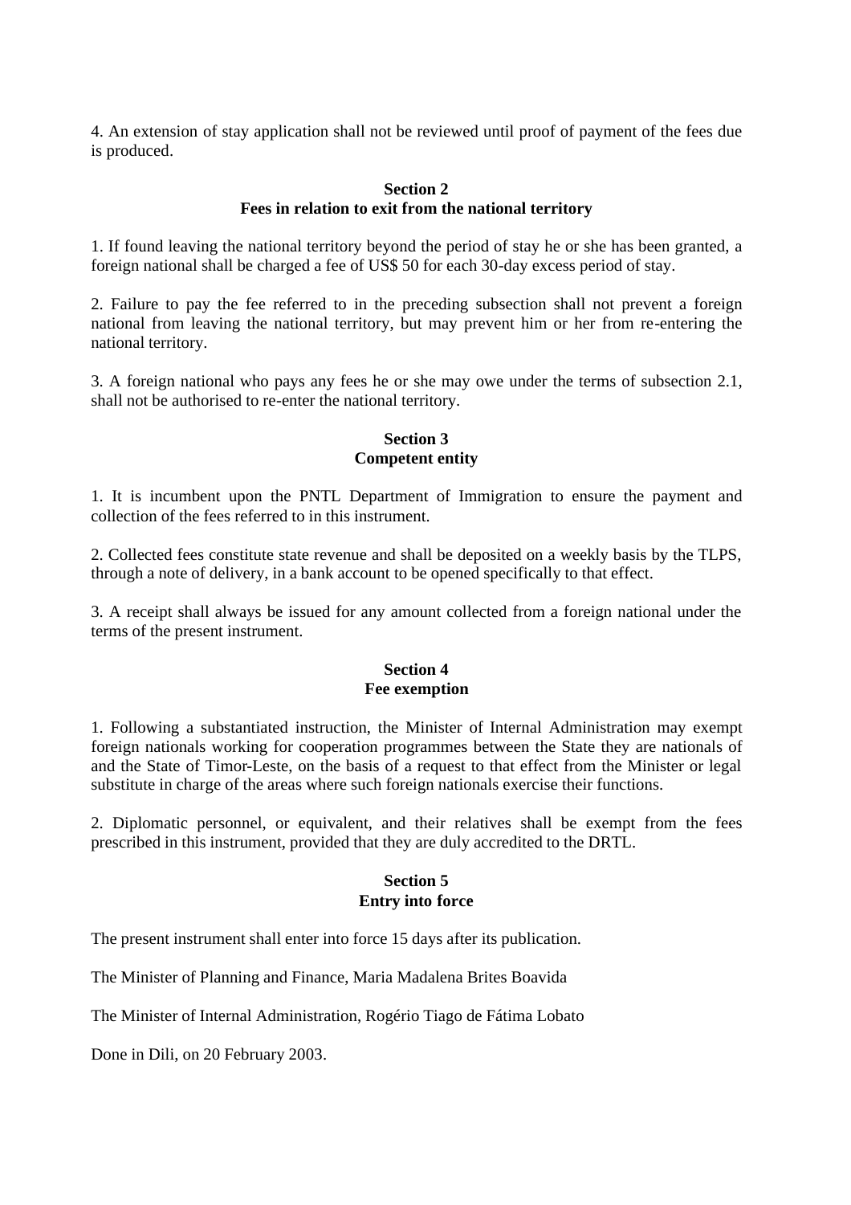4. An extension of stay application shall not be reviewed until proof of payment of the fees due is produced.

**Section 2**
**Fees in relation to exit from the national territory**

1. If found leaving the national territory beyond the period of stay he or she has been granted, a foreign national shall be charged a fee of US$ 50 for each 30-day excess period of stay.

2. Failure to pay the fee referred to in the preceding subsection shall not prevent a foreign national from leaving the national territory, but may prevent him or her from re-entering the national territory.

3. A foreign national who pays any fees he or she may owe under the terms of subsection 2.1, shall not be authorised to re-enter the national territory.

**Section 3**
**Competent entity**

1. It is incumbent upon the PNTL Department of Immigration to ensure the payment and collection of the fees referred to in this instrument.

2. Collected fees constitute state revenue and shall be deposited on a weekly basis by the TLPS, through a note of delivery, in a bank account to be opened specifically to that effect.

3. A receipt shall always be issued for any amount collected from a foreign national under the terms of the present instrument.

**Section 4**
**Fee exemption**

1. Following a substantiated instruction, the Minister of Internal Administration may exempt foreign nationals working for cooperation programmes between the State they are nationals of and the State of Timor-Leste, on the basis of a request to that effect from the Minister or legal substitute in charge of the areas where such foreign nationals exercise their functions.

2. Diplomatic personnel, or equivalent, and their relatives shall be exempt from the fees prescribed in this instrument, provided that they are duly accredited to the DRTL.

**Section 5**
**Entry into force**

The present instrument shall enter into force 15 days after its publication.

The Minister of Planning and Finance, Maria Madalena Brites Boavida

The Minister of Internal Administration, Rogério Tiago de Fátima Lobato

Done in Dili, on 20 February 2003.